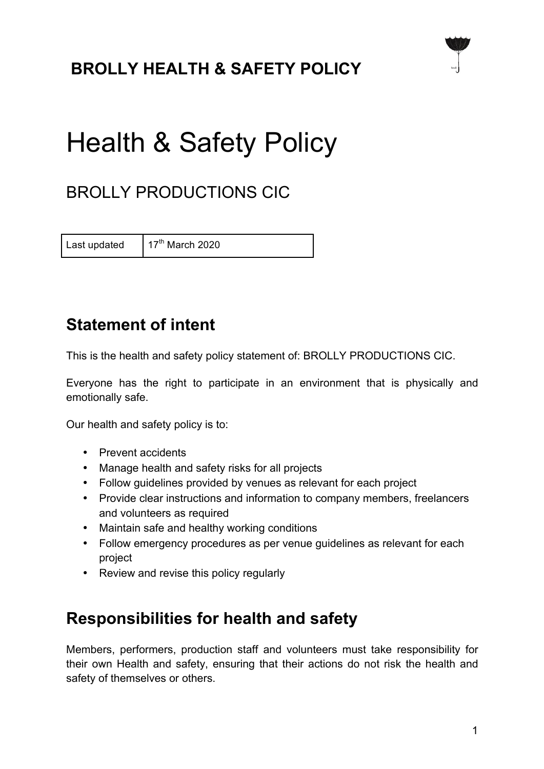# BROLLY HEALTH & SAFETY POLICY

# Health & Safety Policy

## BROLLY PRODUCTIONS CIC

| Last updated | 17th March 2020 |
|---|---|

## Statement of intent

This is the health and safety policy statement of: BROLLY PRODUCTIONS CIC.

Everyone has the right to participate in an environment that is physically and emotionally safe.

Our health and safety policy is to:

- Prevent accidents
- Manage health and safety risks for all projects
- Follow guidelines provided by venues as relevant for each project
- Provide clear instructions and information to company members, freelancers and volunteers as required
- Maintain safe and healthy working conditions
- Follow emergency procedures as per venue guidelines as relevant for each project
- Review and revise this policy regularly

## Responsibilities for health and safety

Members, performers, production staff and volunteers must take responsibility for their own Health and safety, ensuring that their actions do not risk the health and safety of themselves or others.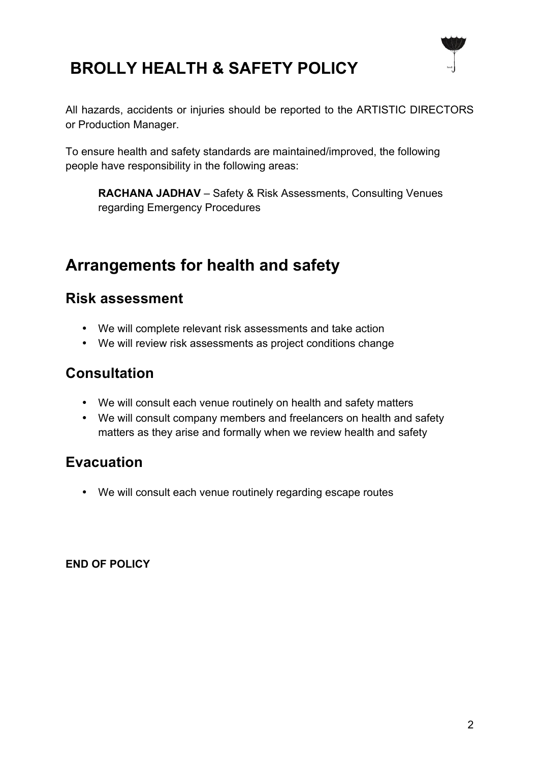# BROLLY HEALTH & SAFETY POLICY

All hazards, accidents or injuries should be reported to the ARTISTIC DIRECTORS or Production Manager.

To ensure health and safety standards are maintained/improved, the following people have responsibility in the following areas:

> **RACHANA JADHAV** – Safety & Risk Assessments, Consulting Venues regarding Emergency Procedures

## Arrangements for health and safety

### Risk assessment

- We will complete relevant risk assessments and take action
- We will review risk assessments as project conditions change

### Consultation

- We will consult each venue routinely on health and safety matters
- We will consult company members and freelancers on health and safety matters as they arise and formally when we review health and safety

### Evacuation

- We will consult each venue routinely regarding escape routes

**END OF POLICY**